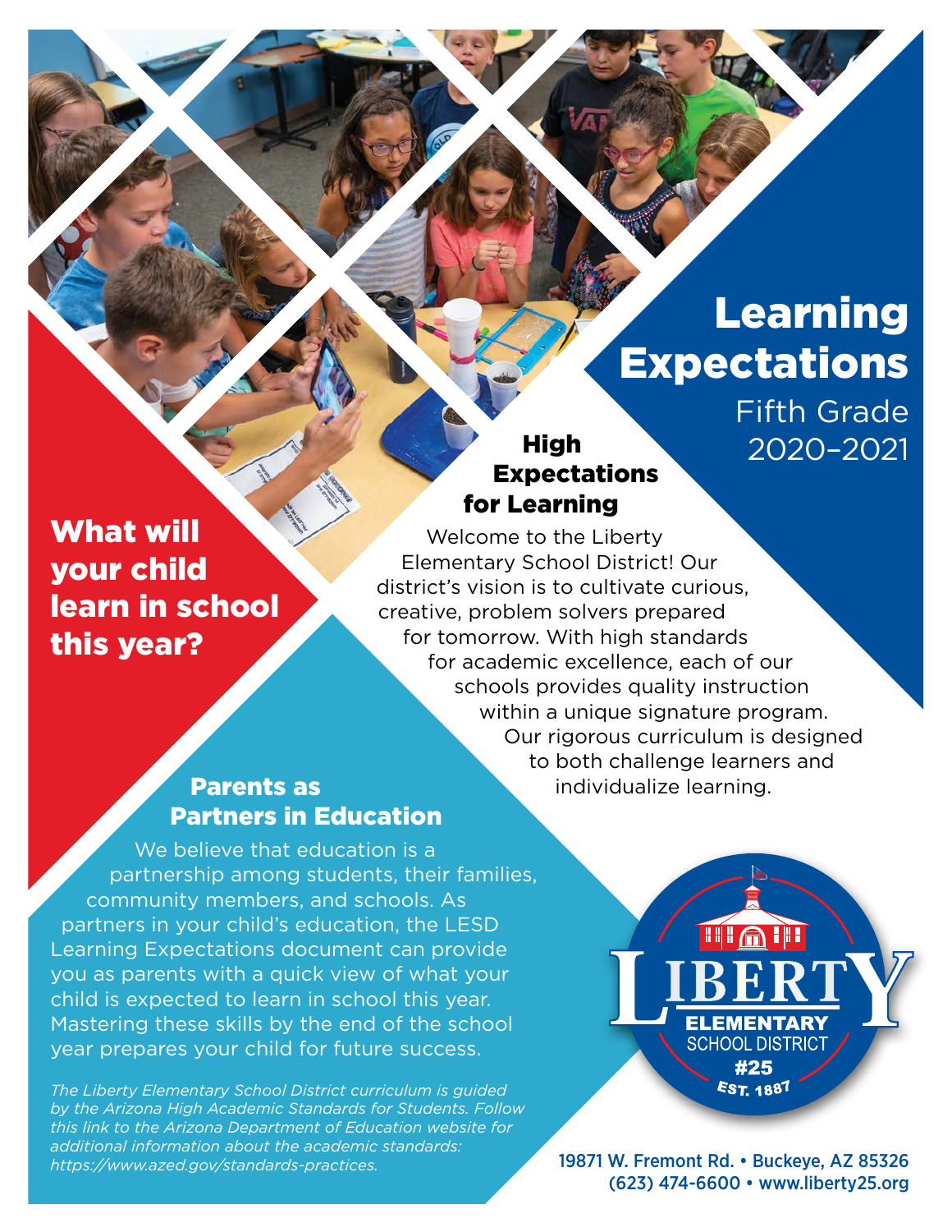# Learning Expectations

Fifth Grade
2020–2021

## What will your child learn in school this year?

## High Expectations for Learning

Welcome to the Liberty Elementary School District! Our district's vision is to cultivate curious, creative, problem solvers prepared for tomorrow. With high standards for academic excellence, each of our schools provides quality instruction within a unique signature program. Our rigorous curriculum is designed to both challenge learners and individualize learning.

## Parents as Partners in Education

We believe that education is a partnership among students, their families, community members, and schools. As partners in your child's education, the LESD Learning Expectations document can provide you as parents with a quick view of what your child is expected to learn in school this year. Mastering these skills by the end of the school year prepares your child for future success.

*The Liberty Elementary School District curriculum is guided by the Arizona High Academic Standards for Students. Follow this link to the Arizona Department of Education website for additional information about the academic standards: https://www.azed.gov/standards-practices.*

LIBERTY ELEMENTARY SCHOOL DISTRICT #25
EST. 1887

19871 W. Fremont Rd. • Buckeye, AZ 85326
(623) 474-6600 • www.liberty25.org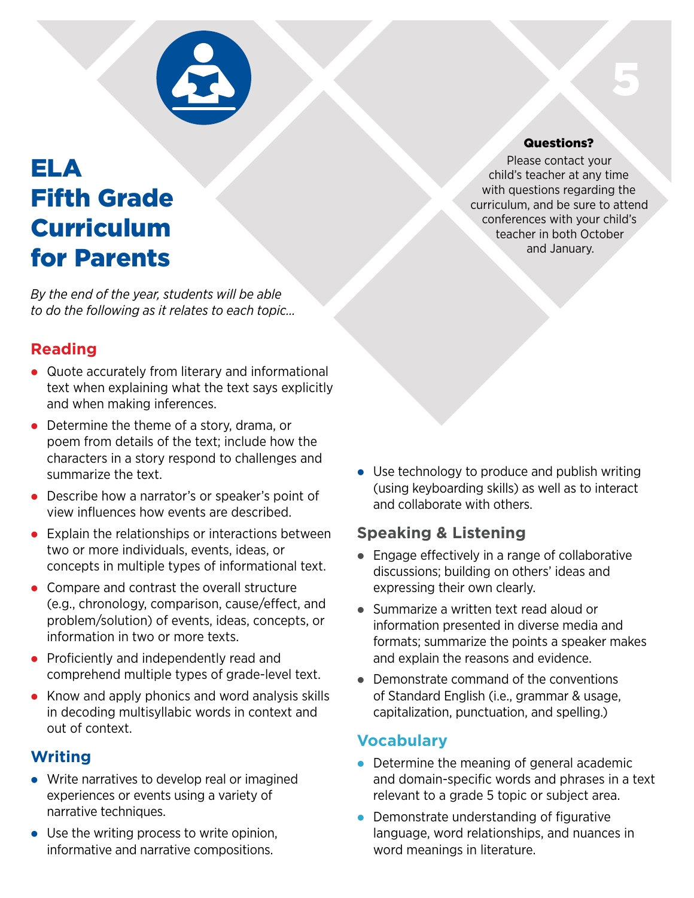# ELA Fifth Grade Curriculum for Parents

**Questions?**

Please contact your child's teacher at any time with questions regarding the curriculum, and be sure to attend conferences with your child's teacher in both October and January.

*By the end of the year, students will be able to do the following as it relates to each topic...*

## Reading

- Quote accurately from literary and informational text when explaining what the text says explicitly and when making inferences.
- Determine the theme of a story, drama, or poem from details of the text; include how the characters in a story respond to challenges and summarize the text.
- Describe how a narrator's or speaker's point of view influences how events are described.
- Explain the relationships or interactions between two or more individuals, events, ideas, or concepts in multiple types of informational text.
- Compare and contrast the overall structure (e.g., chronology, comparison, cause/effect, and problem/solution) of events, ideas, concepts, or information in two or more texts.
- Proficiently and independently read and comprehend multiple types of grade-level text.
- Know and apply phonics and word analysis skills in decoding multisyllabic words in context and out of context.

## Writing

- Write narratives to develop real or imagined experiences or events using a variety of narrative techniques.
- Use the writing process to write opinion, informative and narrative compositions.
- Use technology to produce and publish writing (using keyboarding skills) as well as to interact and collaborate with others.

## Speaking & Listening

- Engage effectively in a range of collaborative discussions; building on others' ideas and expressing their own clearly.
- Summarize a written text read aloud or information presented in diverse media and formats; summarize the points a speaker makes and explain the reasons and evidence.
- Demonstrate command of the conventions of Standard English (i.e., grammar & usage, capitalization, punctuation, and spelling.)

## Vocabulary

- Determine the meaning of general academic and domain-specific words and phrases in a text relevant to a grade 5 topic or subject area.
- Demonstrate understanding of figurative language, word relationships, and nuances in word meanings in literature.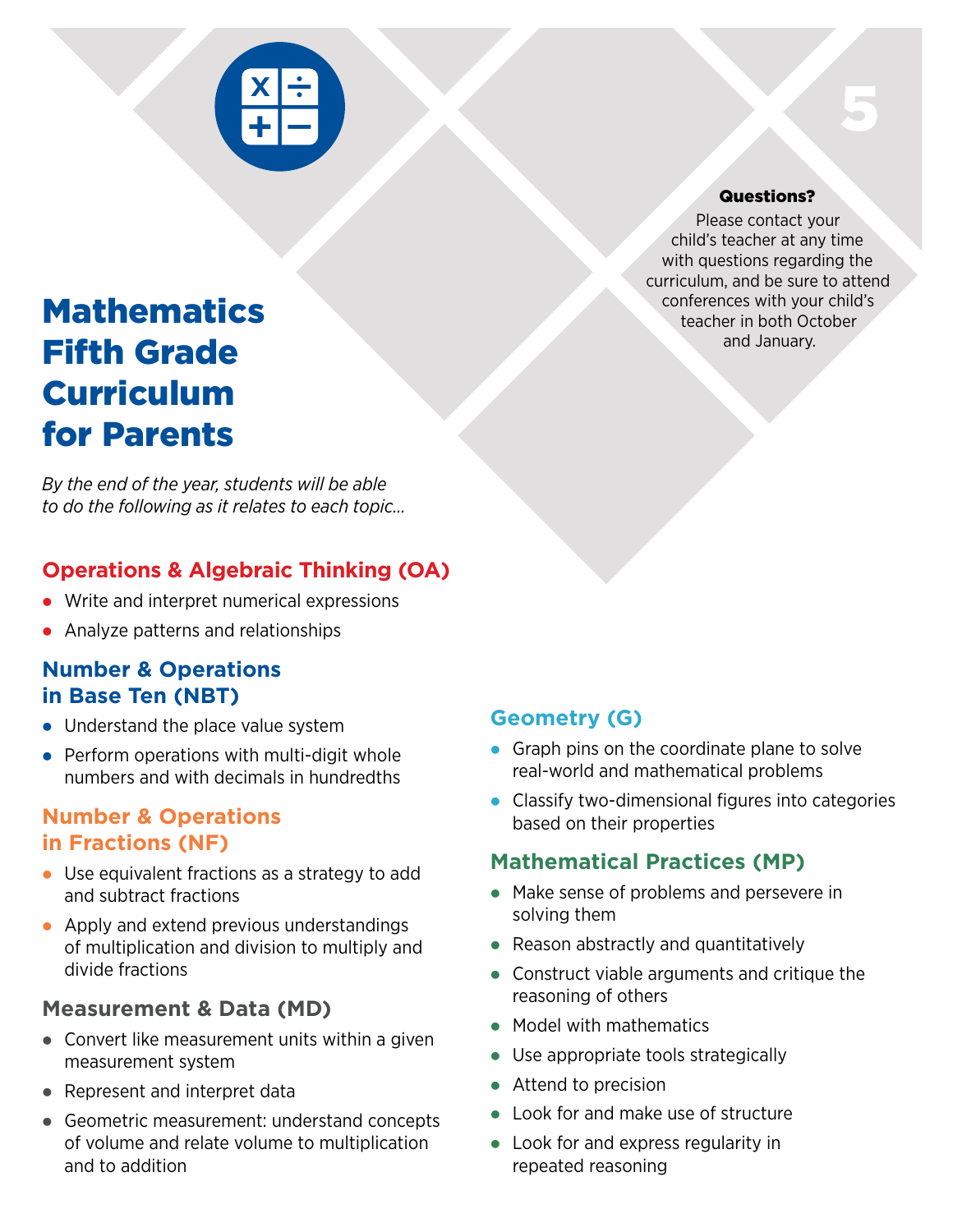5

**Questions?**

Please contact your child's teacher at any time with questions regarding the curriculum, and be sure to attend conferences with your child's teacher in both October and January.

# Mathematics Fifth Grade Curriculum for Parents

*By the end of the year, students will be able to do the following as it relates to each topic...*

## Operations & Algebraic Thinking (OA)

- Write and interpret numerical expressions
- Analyze patterns and relationships

## Number & Operations in Base Ten (NBT)

- Understand the place value system
- Perform operations with multi-digit whole numbers and with decimals in hundredths

## Number & Operations in Fractions (NF)

- Use equivalent fractions as a strategy to add and subtract fractions
- Apply and extend previous understandings of multiplication and division to multiply and divide fractions

## Measurement & Data (MD)

- Convert like measurement units within a given measurement system
- Represent and interpret data
- Geometric measurement: understand concepts of volume and relate volume to multiplication and to addition

## Geometry (G)

- Graph pins on the coordinate plane to solve real-world and mathematical problems
- Classify two-dimensional figures into categories based on their properties

## Mathematical Practices (MP)

- Make sense of problems and persevere in solving them
- Reason abstractly and quantitatively
- Construct viable arguments and critique the reasoning of others
- Model with mathematics
- Use appropriate tools strategically
- Attend to precision
- Look for and make use of structure
- Look for and express regularity in repeated reasoning